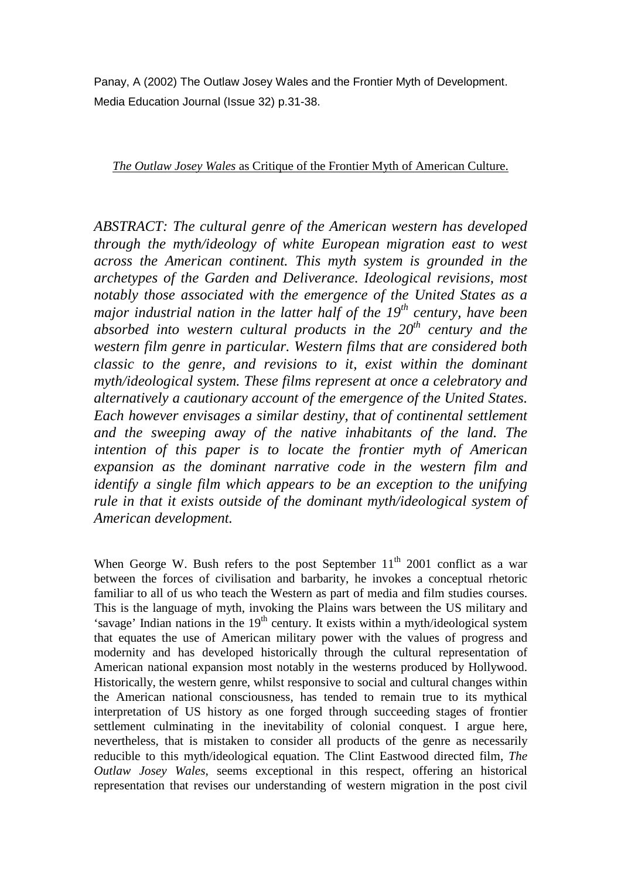Panay, A (2002) The Outlaw Josey Wales and the Frontier Myth of Development. Media Education Journal (Issue 32) p.31-38.

*The Outlaw Josey Wales* as Critique of the Frontier Myth of American Culture.

*ABSTRACT: The cultural genre of the American western has developed through the myth/ideology of white European migration east to west across the American continent. This myth system is grounded in the archetypes of the Garden and Deliverance. Ideological revisions, most notably those associated with the emergence of the United States as a major industrial nation in the latter half of the 19th century, have been absorbed into western cultural products in the 20th century and the western film genre in particular. Western films that are considered both classic to the genre, and revisions to it, exist within the dominant myth/ideological system. These films represent at once a celebratory and alternatively a cautionary account of the emergence of the United States. Each however envisages a similar destiny, that of continental settlement and the sweeping away of the native inhabitants of the land. The intention of this paper is to locate the frontier myth of American expansion as the dominant narrative code in the western film and identify a single film which appears to be an exception to the unifying rule in that it exists outside of the dominant myth/ideological system of American development.*

When George W. Bush refers to the post September 11th 2001 conflict as a war between the forces of civilisation and barbarity, he invokes a conceptual rhetoric familiar to all of us who teach the Western as part of media and film studies courses. This is the language of myth, invoking the Plains wars between the US military and 'savage' Indian nations in the 19th century. It exists within a myth/ideological system that equates the use of American military power with the values of progress and modernity and has developed historically through the cultural representation of American national expansion most notably in the westerns produced by Hollywood. Historically, the western genre, whilst responsive to social and cultural changes within the American national consciousness, has tended to remain true to its mythical interpretation of US history as one forged through succeeding stages of frontier settlement culminating in the inevitability of colonial conquest. I argue here, nevertheless, that is mistaken to consider all products of the genre as necessarily reducible to this myth/ideological equation. The Clint Eastwood directed film, *The Outlaw Josey Wales*, seems exceptional in this respect, offering an historical representation that revises our understanding of western migration in the post civil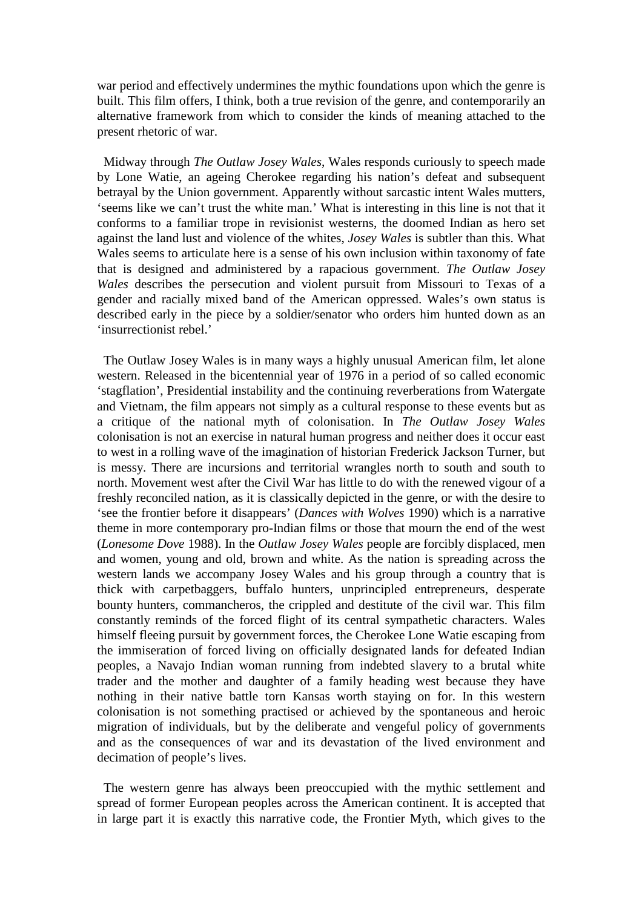war period and effectively undermines the mythic foundations upon which the genre is built. This film offers, I think, both a true revision of the genre, and contemporarily an alternative framework from which to consider the kinds of meaning attached to the present rhetoric of war.

Midway through *The Outlaw Josey Wales*, Wales responds curiously to speech made by Lone Watie, an ageing Cherokee regarding his nation's defeat and subsequent betrayal by the Union government. Apparently without sarcastic intent Wales mutters, 'seems like we can't trust the white man.' What is interesting in this line is not that it conforms to a familiar trope in revisionist westerns, the doomed Indian as hero set against the land lust and violence of the whites, *Josey Wales* is subtler than this. What Wales seems to articulate here is a sense of his own inclusion within taxonomy of fate that is designed and administered by a rapacious government. *The Outlaw Josey Wales* describes the persecution and violent pursuit from Missouri to Texas of a gender and racially mixed band of the American oppressed. Wales's own status is described early in the piece by a soldier/senator who orders him hunted down as an 'insurrectionist rebel.'

The Outlaw Josey Wales is in many ways a highly unusual American film, let alone western. Released in the bicentennial year of 1976 in a period of so called economic 'stagflation', Presidential instability and the continuing reverberations from Watergate and Vietnam, the film appears not simply as a cultural response to these events but as a critique of the national myth of colonisation. In *The Outlaw Josey Wales* colonisation is not an exercise in natural human progress and neither does it occur east to west in a rolling wave of the imagination of historian Frederick Jackson Turner, but is messy. There are incursions and territorial wrangles north to south and south to north. Movement west after the Civil War has little to do with the renewed vigour of a freshly reconciled nation, as it is classically depicted in the genre, or with the desire to 'see the frontier before it disappears' (*Dances with Wolves* 1990) which is a narrative theme in more contemporary pro-Indian films or those that mourn the end of the west (*Lonesome Dove* 1988). In the *Outlaw Josey Wales* people are forcibly displaced, men and women, young and old, brown and white. As the nation is spreading across the western lands we accompany Josey Wales and his group through a country that is thick with carpetbaggers, buffalo hunters, unprincipled entrepreneurs, desperate bounty hunters, commancheros, the crippled and destitute of the civil war. This film constantly reminds of the forced flight of its central sympathetic characters. Wales himself fleeing pursuit by government forces, the Cherokee Lone Watie escaping from the immiseration of forced living on officially designated lands for defeated Indian peoples, a Navajo Indian woman running from indebted slavery to a brutal white trader and the mother and daughter of a family heading west because they have nothing in their native battle torn Kansas worth staying on for. In this western colonisation is not something practised or achieved by the spontaneous and heroic migration of individuals, but by the deliberate and vengeful policy of governments and as the consequences of war and its devastation of the lived environment and decimation of people's lives.

The western genre has always been preoccupied with the mythic settlement and spread of former European peoples across the American continent. It is accepted that in large part it is exactly this narrative code, the Frontier Myth, which gives to the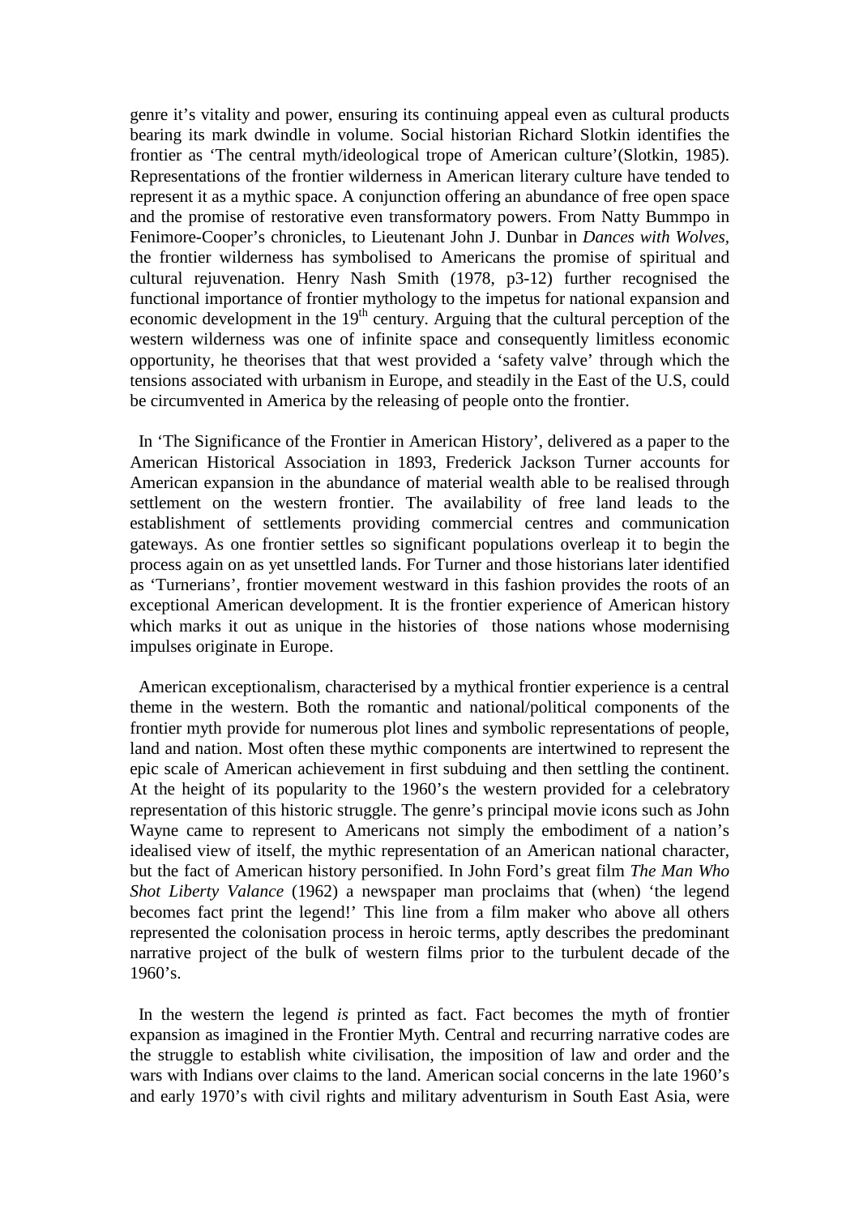genre it's vitality and power, ensuring its continuing appeal even as cultural products bearing its mark dwindle in volume. Social historian Richard Slotkin identifies the frontier as 'The central myth/ideological trope of American culture'(Slotkin, 1985). Representations of the frontier wilderness in American literary culture have tended to represent it as a mythic space. A conjunction offering an abundance of free open space and the promise of restorative even transformatory powers. From Natty Bummpo in Fenimore-Cooper's chronicles, to Lieutenant John J. Dunbar in *Dances with Wolves*, the frontier wilderness has symbolised to Americans the promise of spiritual and cultural rejuvenation. Henry Nash Smith (1978, p3-12) further recognised the functional importance of frontier mythology to the impetus for national expansion and economic development in the 19th century. Arguing that the cultural perception of the western wilderness was one of infinite space and consequently limitless economic opportunity, he theorises that that west provided a 'safety valve' through which the tensions associated with urbanism in Europe, and steadily in the East of the U.S, could be circumvented in America by the releasing of people onto the frontier.

In 'The Significance of the Frontier in American History', delivered as a paper to the American Historical Association in 1893, Frederick Jackson Turner accounts for American expansion in the abundance of material wealth able to be realised through settlement on the western frontier. The availability of free land leads to the establishment of settlements providing commercial centres and communication gateways. As one frontier settles so significant populations overleap it to begin the process again on as yet unsettled lands. For Turner and those historians later identified as 'Turnerians', frontier movement westward in this fashion provides the roots of an exceptional American development. It is the frontier experience of American history which marks it out as unique in the histories of those nations whose modernising impulses originate in Europe.

American exceptionalism, characterised by a mythical frontier experience is a central theme in the western. Both the romantic and national/political components of the frontier myth provide for numerous plot lines and symbolic representations of people, land and nation. Most often these mythic components are intertwined to represent the epic scale of American achievement in first subduing and then settling the continent. At the height of its popularity to the 1960's the western provided for a celebratory representation of this historic struggle. The genre's principal movie icons such as John Wayne came to represent to Americans not simply the embodiment of a nation's idealised view of itself, the mythic representation of an American national character, but the fact of American history personified. In John Ford's great film *The Man Who Shot Liberty Valance* (1962) a newspaper man proclaims that (when) 'the legend becomes fact print the legend!' This line from a film maker who above all others represented the colonisation process in heroic terms, aptly describes the predominant narrative project of the bulk of western films prior to the turbulent decade of the 1960's.

In the western the legend *is* printed as fact. Fact becomes the myth of frontier expansion as imagined in the Frontier Myth. Central and recurring narrative codes are the struggle to establish white civilisation, the imposition of law and order and the wars with Indians over claims to the land. American social concerns in the late 1960's and early 1970's with civil rights and military adventurism in South East Asia, were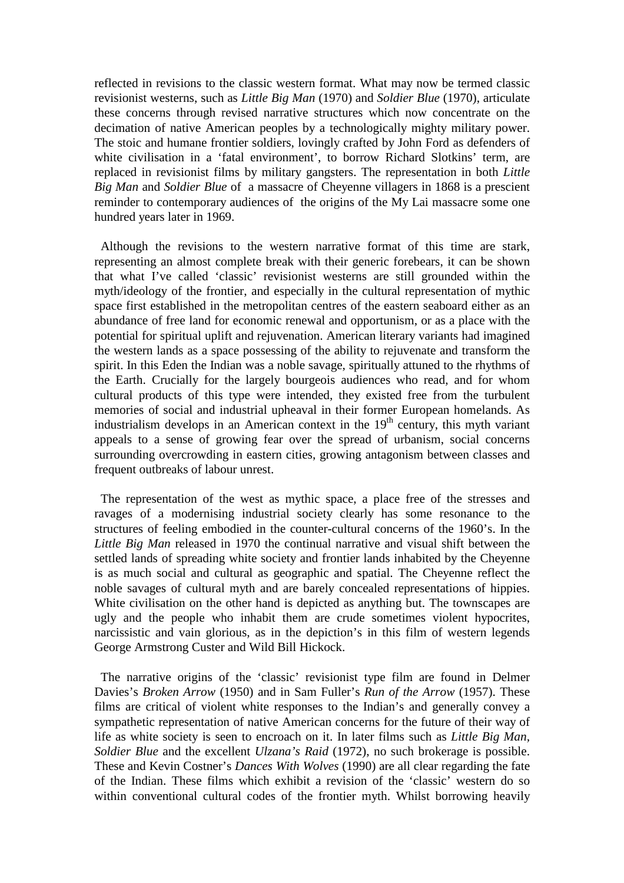reflected in revisions to the classic western format. What may now be termed classic revisionist westerns, such as *Little Big Man* (1970) and *Soldier Blue* (1970), articulate these concerns through revised narrative structures which now concentrate on the decimation of native American peoples by a technologically mighty military power. The stoic and humane frontier soldiers, lovingly crafted by John Ford as defenders of white civilisation in a 'fatal environment', to borrow Richard Slotkins' term, are replaced in revisionist films by military gangsters. The representation in both *Little Big Man* and *Soldier Blue* of a massacre of Cheyenne villagers in 1868 is a prescient reminder to contemporary audiences of the origins of the My Lai massacre some one hundred years later in 1969.

Although the revisions to the western narrative format of this time are stark, representing an almost complete break with their generic forebears, it can be shown that what I've called 'classic' revisionist westerns are still grounded within the myth/ideology of the frontier, and especially in the cultural representation of mythic space first established in the metropolitan centres of the eastern seaboard either as an abundance of free land for economic renewal and opportunism, or as a place with the potential for spiritual uplift and rejuvenation. American literary variants had imagined the western lands as a space possessing of the ability to rejuvenate and transform the spirit. In this Eden the Indian was a noble savage, spiritually attuned to the rhythms of the Earth. Crucially for the largely bourgeois audiences who read, and for whom cultural products of this type were intended, they existed free from the turbulent memories of social and industrial upheaval in their former European homelands. As industrialism develops in an American context in the 19th century, this myth variant appeals to a sense of growing fear over the spread of urbanism, social concerns surrounding overcrowding in eastern cities, growing antagonism between classes and frequent outbreaks of labour unrest.

The representation of the west as mythic space, a place free of the stresses and ravages of a modernising industrial society clearly has some resonance to the structures of feeling embodied in the counter-cultural concerns of the 1960's. In the *Little Big Man* released in 1970 the continual narrative and visual shift between the settled lands of spreading white society and frontier lands inhabited by the Cheyenne is as much social and cultural as geographic and spatial. The Cheyenne reflect the noble savages of cultural myth and are barely concealed representations of hippies. White civilisation on the other hand is depicted as anything but. The townscapes are ugly and the people who inhabit them are crude sometimes violent hypocrites, narcissistic and vain glorious, as in the depiction's in this film of western legends George Armstrong Custer and Wild Bill Hickock.

The narrative origins of the 'classic' revisionist type film are found in Delmer Davies's *Broken Arrow* (1950) and in Sam Fuller's *Run of the Arrow* (1957). These films are critical of violent white responses to the Indian's and generally convey a sympathetic representation of native American concerns for the future of their way of life as white society is seen to encroach on it. In later films such as *Little Big Man*, *Soldier Blue* and the excellent *Ulzana's Raid* (1972), no such brokerage is possible. These and Kevin Costner's *Dances With Wolves* (1990) are all clear regarding the fate of the Indian. These films which exhibit a revision of the 'classic' western do so within conventional cultural codes of the frontier myth. Whilst borrowing heavily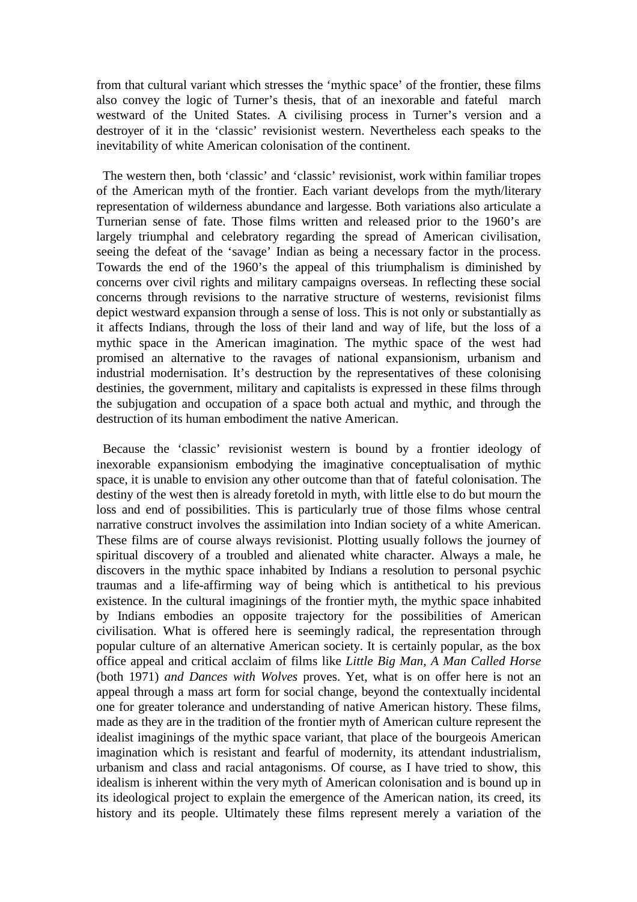from that cultural variant which stresses the 'mythic space' of the frontier, these films also convey the logic of Turner's thesis, that of an inexorable and fateful march westward of the United States. A civilising process in Turner's version and a destroyer of it in the 'classic' revisionist western. Nevertheless each speaks to the inevitability of white American colonisation of the continent.

The western then, both 'classic' and 'classic' revisionist, work within familiar tropes of the American myth of the frontier. Each variant develops from the myth/literary representation of wilderness abundance and largesse. Both variations also articulate a Turnerian sense of fate. Those films written and released prior to the 1960's are largely triumphal and celebratory regarding the spread of American civilisation, seeing the defeat of the 'savage' Indian as being a necessary factor in the process. Towards the end of the 1960's the appeal of this triumphalism is diminished by concerns over civil rights and military campaigns overseas. In reflecting these social concerns through revisions to the narrative structure of westerns, revisionist films depict westward expansion through a sense of loss. This is not only or substantially as it affects Indians, through the loss of their land and way of life, but the loss of a mythic space in the American imagination. The mythic space of the west had promised an alternative to the ravages of national expansionism, urbanism and industrial modernisation. It's destruction by the representatives of these colonising destinies, the government, military and capitalists is expressed in these films through the subjugation and occupation of a space both actual and mythic, and through the destruction of its human embodiment the native American.

Because the 'classic' revisionist western is bound by a frontier ideology of inexorable expansionism embodying the imaginative conceptualisation of mythic space, it is unable to envision any other outcome than that of fateful colonisation. The destiny of the west then is already foretold in myth, with little else to do but mourn the loss and end of possibilities. This is particularly true of those films whose central narrative construct involves the assimilation into Indian society of a white American. These films are of course always revisionist. Plotting usually follows the journey of spiritual discovery of a troubled and alienated white character. Always a male, he discovers in the mythic space inhabited by Indians a resolution to personal psychic traumas and a life-affirming way of being which is antithetical to his previous existence. In the cultural imaginings of the frontier myth, the mythic space inhabited by Indians embodies an opposite trajectory for the possibilities of American civilisation. What is offered here is seemingly radical, the representation through popular culture of an alternative American society. It is certainly popular, as the box office appeal and critical acclaim of films like *Little Big Man, A Man Called Horse* (both 1971) *and Dances with Wolves* proves. Yet, what is on offer here is not an appeal through a mass art form for social change, beyond the contextually incidental one for greater tolerance and understanding of native American history. These films, made as they are in the tradition of the frontier myth of American culture represent the idealist imaginings of the mythic space variant, that place of the bourgeois American imagination which is resistant and fearful of modernity, its attendant industrialism, urbanism and class and racial antagonisms. Of course, as I have tried to show, this idealism is inherent within the very myth of American colonisation and is bound up in its ideological project to explain the emergence of the American nation, its creed, its history and its people. Ultimately these films represent merely a variation of the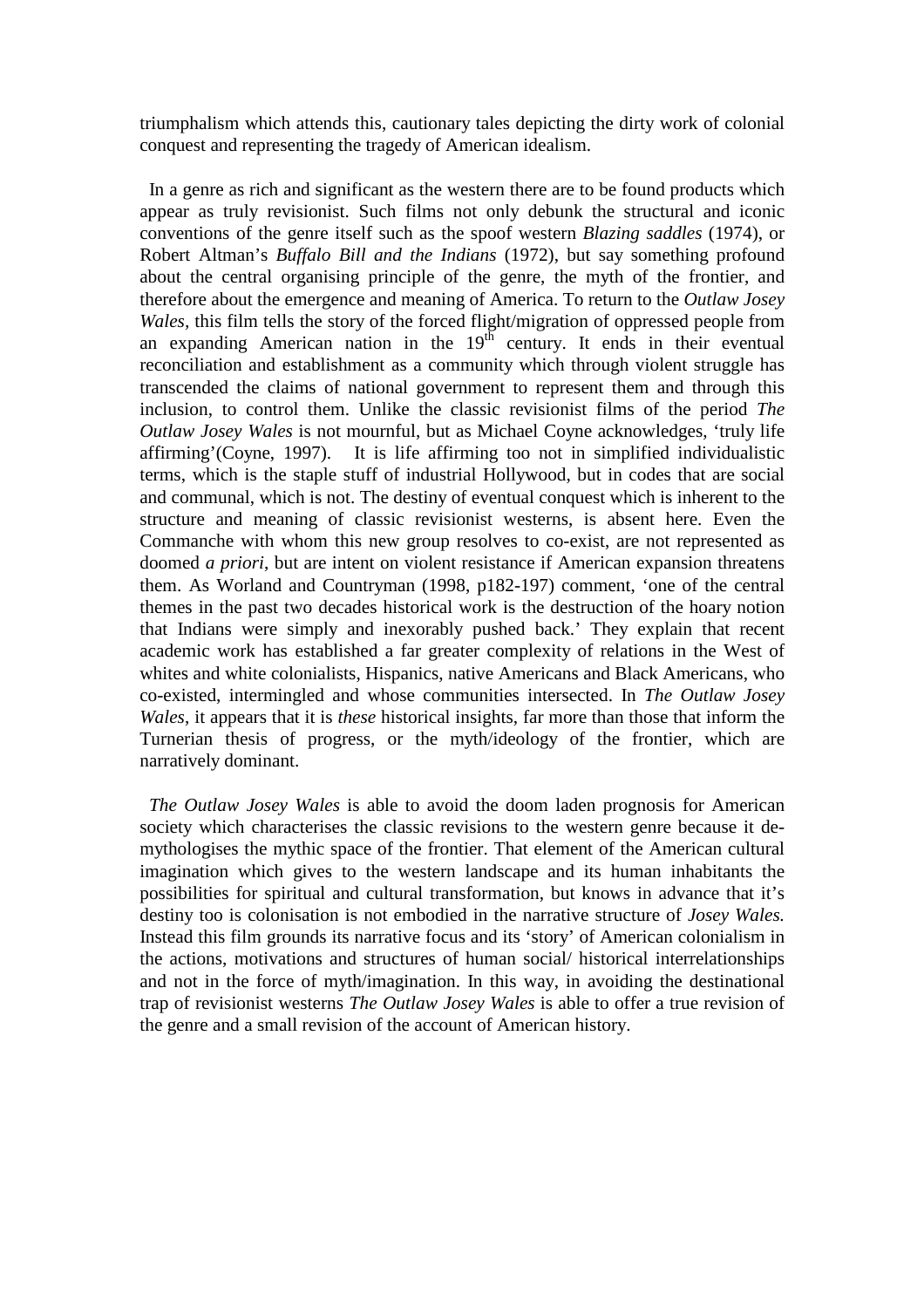triumphalism which attends this, cautionary tales depicting the dirty work of colonial conquest and representing the tragedy of American idealism.

In a genre as rich and significant as the western there are to be found products which appear as truly revisionist. Such films not only debunk the structural and iconic conventions of the genre itself such as the spoof western *Blazing saddles* (1974), or Robert Altman's *Buffalo Bill and the Indians* (1972), but say something profound about the central organising principle of the genre, the myth of the frontier, and therefore about the emergence and meaning of America. To return to the *Outlaw Josey Wales*, this film tells the story of the forced flight/migration of oppressed people from an expanding American nation in the 19th century. It ends in their eventual reconciliation and establishment as a community which through violent struggle has transcended the claims of national government to represent them and through this inclusion, to control them. Unlike the classic revisionist films of the period *The Outlaw Josey Wales* is not mournful, but as Michael Coyne acknowledges, 'truly life affirming'(Coyne, 1997). It is life affirming too not in simplified individualistic terms, which is the staple stuff of industrial Hollywood, but in codes that are social and communal, which is not. The destiny of eventual conquest which is inherent to the structure and meaning of classic revisionist westerns, is absent here. Even the Commanche with whom this new group resolves to co-exist, are not represented as doomed *a priori*, but are intent on violent resistance if American expansion threatens them. As Worland and Countryman (1998, p182-197) comment, 'one of the central themes in the past two decades historical work is the destruction of the hoary notion that Indians were simply and inexorably pushed back.' They explain that recent academic work has established a far greater complexity of relations in the West of whites and white colonialists, Hispanics, native Americans and Black Americans, who co-existed, intermingled and whose communities intersected. In *The Outlaw Josey Wales*, it appears that it is *these* historical insights, far more than those that inform the Turnerian thesis of progress, or the myth/ideology of the frontier, which are narratively dominant.

*The Outlaw Josey Wales* is able to avoid the doom laden prognosis for American society which characterises the classic revisions to the western genre because it de-mythologises the mythic space of the frontier. That element of the American cultural imagination which gives to the western landscape and its human inhabitants the possibilities for spiritual and cultural transformation, but knows in advance that it's destiny too is colonisation is not embodied in the narrative structure of *Josey Wales.* Instead this film grounds its narrative focus and its 'story' of American colonialism in the actions, motivations and structures of human social/ historical interrelationships and not in the force of myth/imagination. In this way, in avoiding the destinational trap of revisionist westerns *The Outlaw Josey Wales* is able to offer a true revision of the genre and a small revision of the account of American history.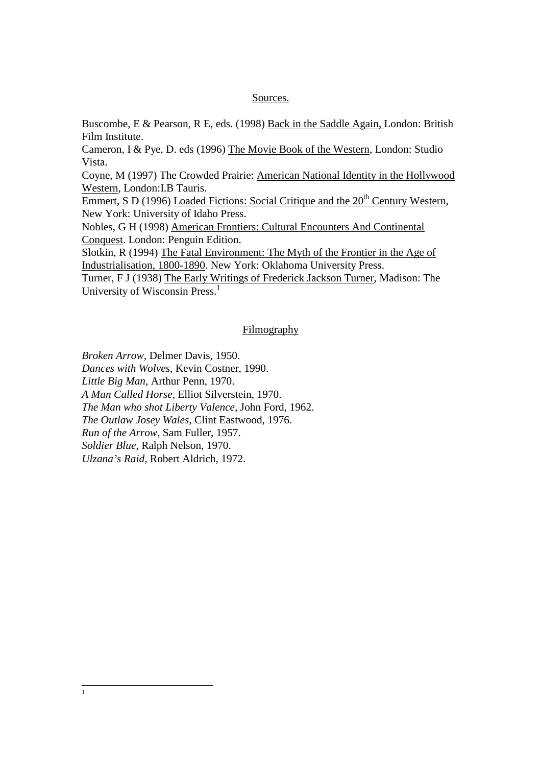## Sources.

Buscombe, E & Pearson, R E, eds. (1998) Back in the Saddle Again, London: British Film Institute.
Cameron, I & Pye, D. eds (1996) The Movie Book of the Western, London: Studio Vista.
Coyne, M (1997) The Crowded Prairie: American National Identity in the Hollywood Western, London:I.B Tauris.
Emmert, S D (1996) Loaded Fictions: Social Critique and the 20th Century Western, New York: University of Idaho Press.
Nobles, G H (1998) American Frontiers: Cultural Encounters And Continental Conquest. London: Penguin Edition.
Slotkin, R (1994) The Fatal Environment: The Myth of the Frontier in the Age of Industrialisation, 1800-1890. New York: Oklahoma University Press.
Turner, F J (1938) The Early Writings of Frederick Jackson Turner, Madison: The University of Wisconsin Press.[1]

## Filmography

*Broken Arrow*, Delmer Davis, 1950.
*Dances with Wolves*, Kevin Costner, 1990.
*Little Big Man*, Arthur Penn, 1970.
*A Man Called Horse*, Elliot Silverstein, 1970.
*The Man who shot Liberty Valence*, John Ford, 1962.
*The Outlaw Josey Wales*, Clint Eastwood, 1976.
*Run of the Arrow*, Sam Fuller, 1957.
*Soldier Blue*, Ralph Nelson, 1970.
*Ulzana's Raid*, Robert Aldrich, 1972.

---

[1]